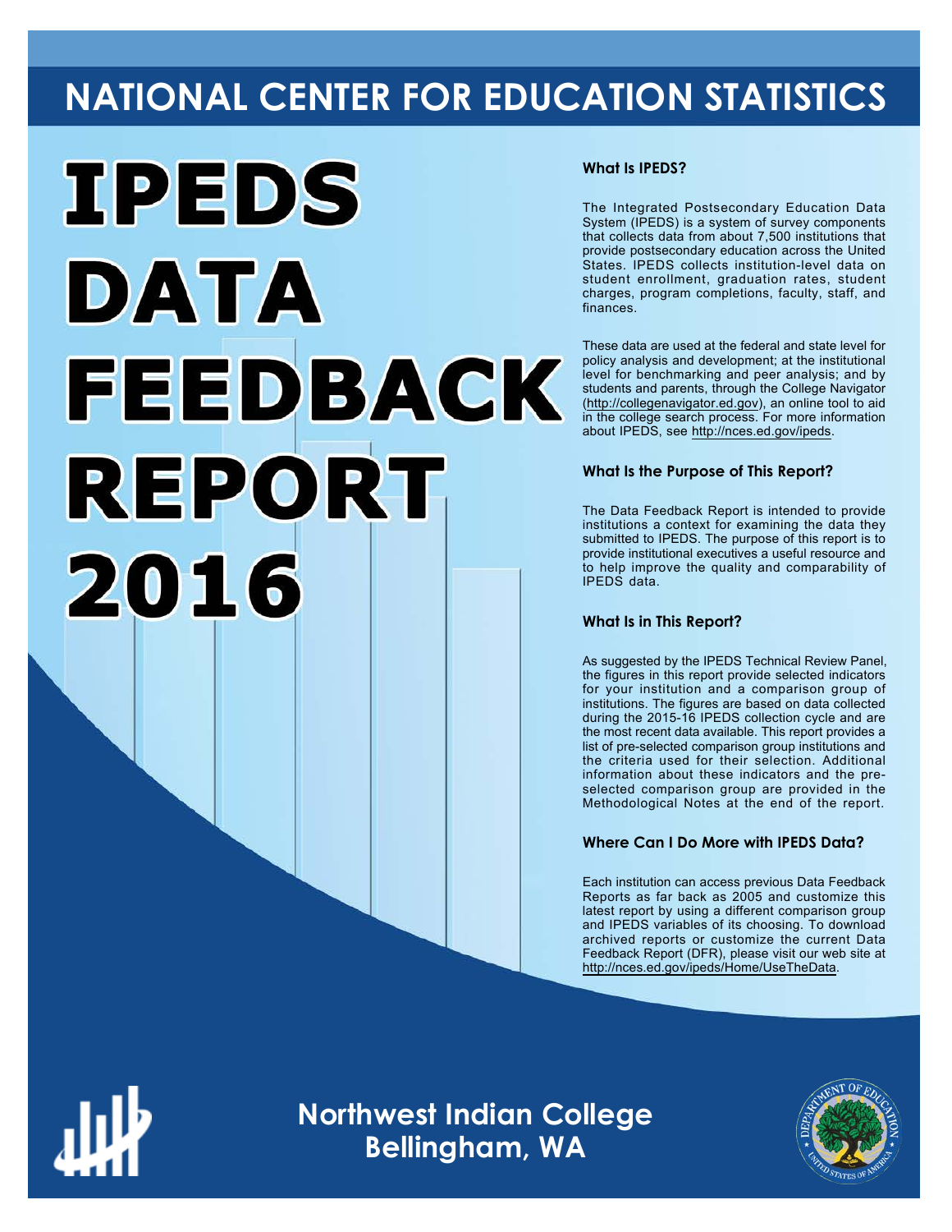# NATIONAL CENTER FOR EDUCATION STATISTICS

# IPEDS DATA FEEDBACK REPORT 2016

### What Is IPEDS?

The Integrated Postsecondary Education Data System (IPEDS) is a system of survey components that collects data from about 7,500 institutions that provide postsecondary education across the United States. IPEDS collects institution-level data on student enrollment, graduation rates, student charges, program completions, faculty, staff, and finances.

These data are used at the federal and state level for policy analysis and development; at the institutional level for benchmarking and peer analysis; and by students and parents, through the College Navigator (http://collegenavigator.ed.gov), an online tool to aid in the college search process. For more information about IPEDS, see http://nces.ed.gov/ipeds.

### What Is the Purpose of This Report?

The Data Feedback Report is intended to provide institutions a context for examining the data they submitted to IPEDS. The purpose of this report is to provide institutional executives a useful resource and to help improve the quality and comparability of IPEDS data.

### What Is in This Report?

As suggested by the IPEDS Technical Review Panel, the figures in this report provide selected indicators for your institution and a comparison group of institutions. The figures are based on data collected during the 2015-16 IPEDS collection cycle and are the most recent data available. This report provides a list of pre-selected comparison group institutions and the criteria used for their selection. Additional information about these indicators and the pre-selected comparison group are provided in the Methodological Notes at the end of the report.

### Where Can I Do More with IPEDS Data?

Each institution can access previous Data Feedback Reports as far back as 2005 and customize this latest report by using a different comparison group and IPEDS variables of its choosing. To download archived reports or customize the current Data Feedback Report (DFR), please visit our web site at http://nces.ed.gov/ipeds/Home/UseTheData.

## Northwest Indian College
## Bellingham, WA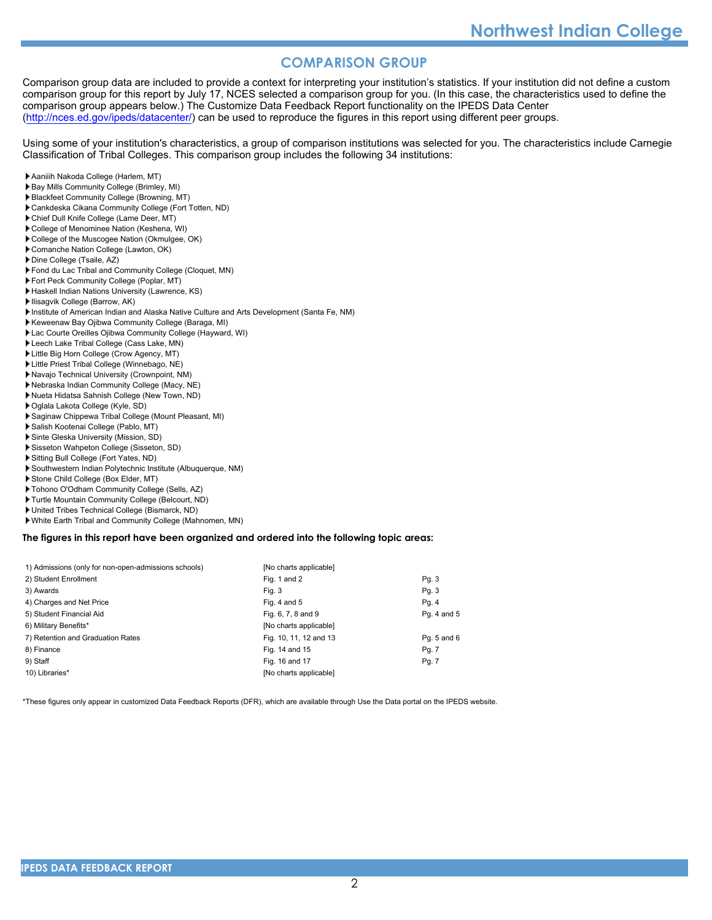## COMPARISON GROUP

Comparison group data are included to provide a context for interpreting your institution's statistics. If your institution did not define a custom comparison group for this report by July 17, NCES selected a comparison group for you. (In this case, the characteristics used to define the comparison group appears below.) The Customize Data Feedback Report functionality on the IPEDS Data Center (http://nces.ed.gov/ipeds/datacenter/) can be used to reproduce the figures in this report using different peer groups.

Using some of your institution's characteristics, a group of comparison institutions was selected for you. The characteristics include Carnegie Classification of Tribal Colleges. This comparison group includes the following 34 institutions:

- Aaniiih Nakoda College (Harlem, MT)
- Bay Mills Community College (Brimley, MI)
- Blackfeet Community College (Browning, MT)
- Cankdeska Cikana Community College (Fort Totten, ND)
- Chief Dull Knife College (Lame Deer, MT)
- College of Menominee Nation (Keshena, WI)
- College of the Muscogee Nation (Okmulgee, OK)
- Comanche Nation College (Lawton, OK)
- Dine College (Tsaile, AZ)
- Fond du Lac Tribal and Community College (Cloquet, MN)
- Fort Peck Community College (Poplar, MT)
- Haskell Indian Nations University (Lawrence, KS)
- Ilisagvik College (Barrow, AK)
- Institute of American Indian and Alaska Native Culture and Arts Development (Santa Fe, NM)
- Keweenaw Bay Ojibwa Community College (Baraga, MI)
- Lac Courte Oreilles Ojibwa Community College (Hayward, WI)
- Leech Lake Tribal College (Cass Lake, MN)
- Little Big Horn College (Crow Agency, MT)
- Little Priest Tribal College (Winnebago, NE)
- Navajo Technical University (Crownpoint, NM)
- Nebraska Indian Community College (Macy, NE)
- Nueta Hidatsa Sahnish College (New Town, ND)
- Oglala Lakota College (Kyle, SD)
- Saginaw Chippewa Tribal College (Mount Pleasant, MI)
- Salish Kootenai College (Pablo, MT)
- Sinte Gleska University (Mission, SD)
- Sisseton Wahpeton College (Sisseton, SD)
- Sitting Bull College (Fort Yates, ND)
- Southwestern Indian Polytechnic Institute (Albuquerque, NM)
- Stone Child College (Box Elder, MT)
- Tohono O'Odham Community College (Sells, AZ)
- Turtle Mountain Community College (Belcourt, ND)
- United Tribes Technical College (Bismarck, ND)
- White Earth Tribal and Community College (Mahnomen, MN)

**The figures in this report have been organized and ordered into the following topic areas:**

| Topic area | Figures | Pages |
|---|---|---|
| 1) Admissions (only for non-open-admissions schools) | [No charts applicable] | |
| 2) Student Enrollment | Fig. 1 and 2 | Pg. 3 |
| 3) Awards | Fig. 3 | Pg. 3 |
| 4) Charges and Net Price | Fig. 4 and 5 | Pg. 4 |
| 5) Student Financial Aid | Fig. 6, 7, 8 and 9 | Pg. 4 and 5 |
| 6) Military Benefits* | [No charts applicable] | |
| 7) Retention and Graduation Rates | Fig. 10, 11, 12 and 13 | Pg. 5 and 6 |
| 8) Finance | Fig. 14 and 15 | Pg. 7 |
| 9) Staff | Fig. 16 and 17 | Pg. 7 |
| 10) Libraries* | [No charts applicable] | |

*These figures only appear in customized Data Feedback Reports (DFR), which are available through Use the Data portal on the IPEDS website.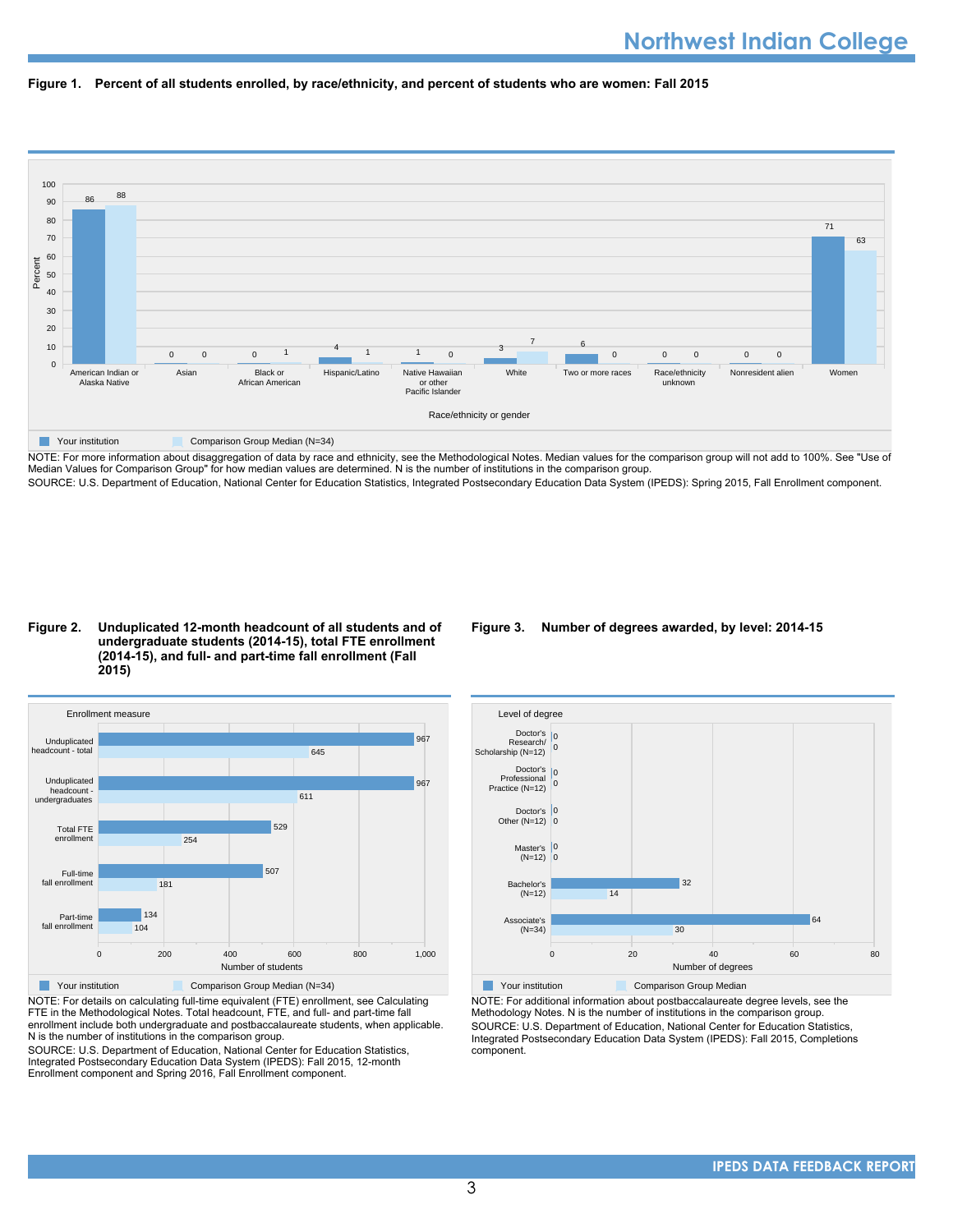## Figure 1. Percent of all students enrolled, by race/ethnicity, and percent of students who are women: Fall 2015

| Race/ethnicity or gender | Your institution | Comparison Group Median (N=34) |
|---|---|---|
| American Indian or Alaska Native | 86 | 88 |
| Asian | 0 | 0 |
| Black or African American | 0 | 1 |
| Hispanic/Latino | 4 | 1 |
| Native Hawaiian or other Pacific Islander | 1 | 0 |
| White | 3 | 7 |
| Two or more races | 6 | 0 |
| Race/ethnicity unknown | 0 | 0 |
| Nonresident alien | 0 | 0 |
| Women | 71 | 63 |

NOTE: For more information about disaggregation of data by race and ethnicity, see the Methodological Notes. Median values for the comparison group will not add to 100%. See "Use of Median Values for Comparison Group" for how median values are determined. N is the number of institutions in the comparison group.
SOURCE: U.S. Department of Education, National Center for Education Statistics, Integrated Postsecondary Education Data System (IPEDS): Spring 2015, Fall Enrollment component.

## Figure 2. Unduplicated 12-month headcount of all students and of undergraduate students (2014-15), total FTE enrollment (2014-15), and full- and part-time fall enrollment (Fall 2015)

| Enrollment measure | Your institution | Comparison Group Median (N=34) |
|---|---|---|
| Unduplicated headcount - total | 967 | 645 |
| Unduplicated headcount - undergraduates | 967 | 611 |
| Total FTE enrollment | 529 | 254 |
| Full-time fall enrollment | 507 | 181 |
| Part-time fall enrollment | 134 | 104 |

NOTE: For details on calculating full-time equivalent (FTE) enrollment, see Calculating FTE in the Methodological Notes. Total headcount, FTE, and full- and part-time fall enrollment include both undergraduate and postbaccalaureate students, when applicable. N is the number of institutions in the comparison group.
SOURCE: U.S. Department of Education, National Center for Education Statistics, Integrated Postsecondary Education Data System (IPEDS): Fall 2015, 12-month Enrollment component and Spring 2016, Fall Enrollment component.

## Figure 3. Number of degrees awarded, by level: 2014-15

| Level of degree | Your institution | Comparison Group Median |
|---|---|---|
| Doctor's Research/ Scholarship (N=12) | 0 | 0 |
| Doctor's Professional Practice (N=12) | 0 | 0 |
| Doctor's Other (N=12) | 0 | 0 |
| Master's (N=12) | 0 | 0 |
| Bachelor's (N=12) | 32 | 14 |
| Associate's (N=34) | 64 | 30 |

NOTE: For additional information about postbaccalaureate degree levels, see the Methodology Notes. N is the number of institutions in the comparison group.
SOURCE: U.S. Department of Education, National Center for Education Statistics, Integrated Postsecondary Education Data System (IPEDS): Fall 2015, Completions component.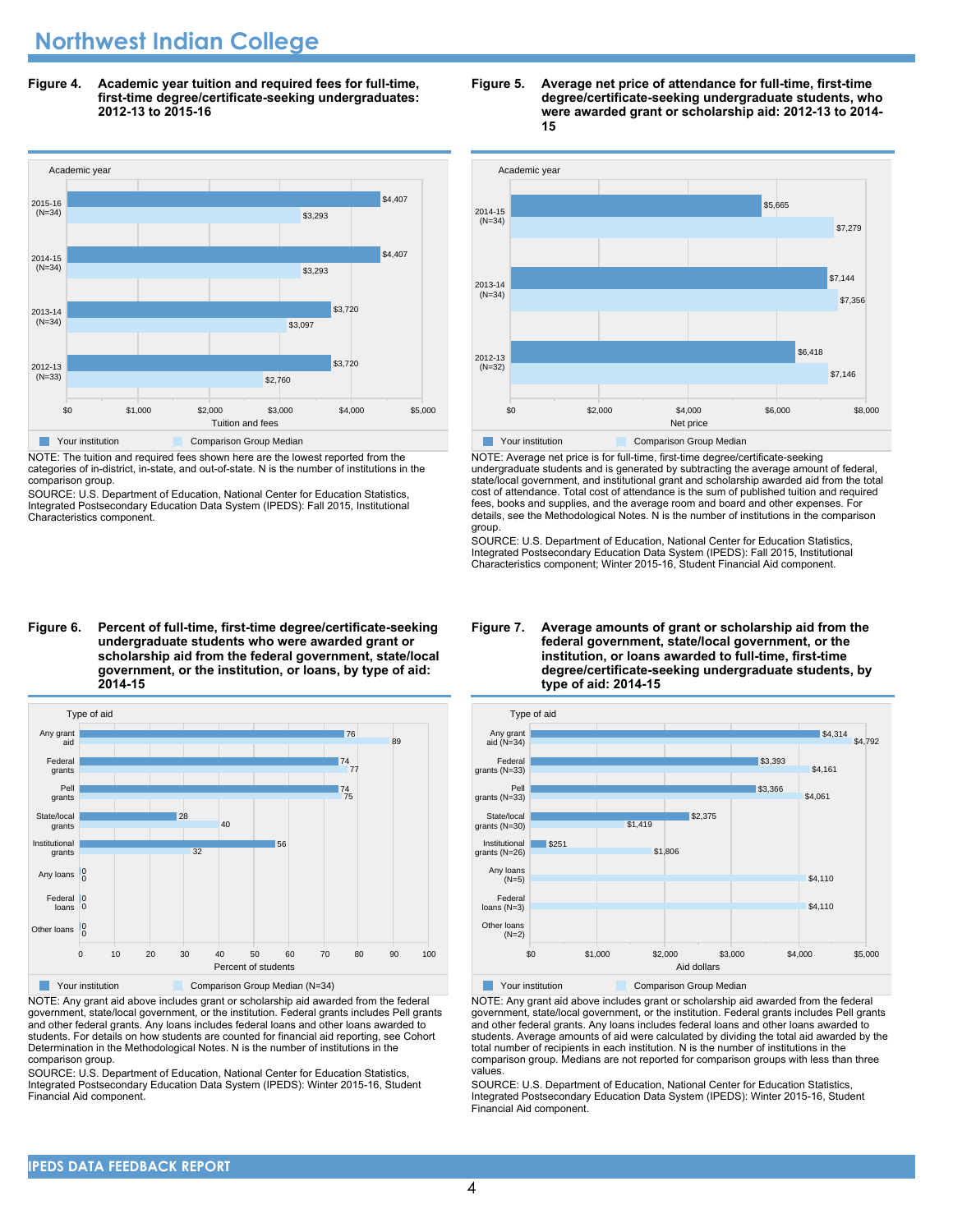# Northwest Indian College

**Figure 4. Academic year tuition and required fees for full-time, first-time degree/certificate-seeking undergraduates: 2012-13 to 2015-16**

| Academic year | Your institution | Comparison Group Median |
|---|---|---|
| 2015-16 (N=34) | $4,407 | $3,293 |
| 2014-15 (N=34) | $4,407 | $3,293 |
| 2013-14 (N=34) | $3,720 | $3,097 |
| 2012-13 (N=33) | $3,720 | $2,760 |

NOTE: The tuition and required fees shown here are the lowest reported from the categories of in-district, in-state, and out-of-state. N is the number of institutions in the comparison group.

SOURCE: U.S. Department of Education, National Center for Education Statistics, Integrated Postsecondary Education Data System (IPEDS): Fall 2015, Institutional Characteristics component.

**Figure 5. Average net price of attendance for full-time, first-time degree/certificate-seeking undergraduate students, who were awarded grant or scholarship aid: 2012-13 to 2014-15**

| Academic year | Your institution | Comparison Group Median |
|---|---|---|
| 2014-15 (N=34) | $5,665 | $7,279 |
| 2013-14 (N=34) | $7,144 | $7,356 |
| 2012-13 (N=32) | $6,418 | $7,146 |

NOTE: Average net price is for full-time, first-time degree/certificate-seeking undergraduate students and is generated by subtracting the average amount of federal, state/local government, and institutional grant and scholarship awarded aid from the total cost of attendance. Total cost of attendance is the sum of published tuition and required fees, books and supplies, and the average room and board and other expenses. For details, see the Methodological Notes. N is the number of institutions in the comparison group.

SOURCE: U.S. Department of Education, National Center for Education Statistics, Integrated Postsecondary Education Data System (IPEDS): Fall 2015, Institutional Characteristics component; Winter 2015-16, Student Financial Aid component.

**Figure 6. Percent of full-time, first-time degree/certificate-seeking undergraduate students who were awarded grant or scholarship aid from the federal government, state/local government, or the institution, or loans, by type of aid: 2014-15**

| Type of aid | Your institution | Comparison Group Median (N=34) |
|---|---|---|
| Any grant aid | 76 | 89 |
| Federal grants | 74 | 77 |
| Pell grants | 74 | 75 |
| State/local grants | 28 | 40 |
| Institutional grants | 56 | 32 |
| Any loans | 0 | 0 |
| Federal loans | 0 | 0 |
| Other loans | 0 | 0 |

NOTE: Any grant aid above includes grant or scholarship aid awarded from the federal government, state/local government, or the institution. Federal grants includes Pell grants and other federal grants. Any loans includes federal loans and other loans awarded to students. For details on how students are counted for financial aid reporting, see Cohort Determination in the Methodological Notes. N is the number of institutions in the comparison group.

SOURCE: U.S. Department of Education, National Center for Education Statistics, Integrated Postsecondary Education Data System (IPEDS): Winter 2015-16, Student Financial Aid component.

**Figure 7. Average amounts of grant or scholarship aid from the federal government, state/local government, or the institution, or loans awarded to full-time, first-time degree/certificate-seeking undergraduate students, by type of aid: 2014-15**

| Type of aid | Your institution | Comparison Group Median |
|---|---|---|
| Any grant aid (N=34) | $4,314 | $4,792 |
| Federal grants (N=33) | $3,393 | $4,161 |
| Pell grants (N=33) | $3,366 | $4,061 |
| State/local grants (N=30) | $2,375 | $1,419 |
| Institutional grants (N=26) | $251 | $1,806 |
| Any loans (N=5) | | $4,110 |
| Federal loans (N=3) | | $4,110 |
| Other loans (N=2) | | |

NOTE: Any grant aid above includes grant or scholarship aid awarded from the federal government, state/local government, or the institution. Federal grants includes Pell grants and other federal grants. Any loans includes federal loans and other loans awarded to students. Average amounts of aid were calculated by dividing the total aid awarded by the total number of recipients in each institution. N is the number of institutions in the comparison group. Medians are not reported for comparison groups with less than three values.

SOURCE: U.S. Department of Education, National Center for Education Statistics, Integrated Postsecondary Education Data System (IPEDS): Winter 2015-16, Student Financial Aid component.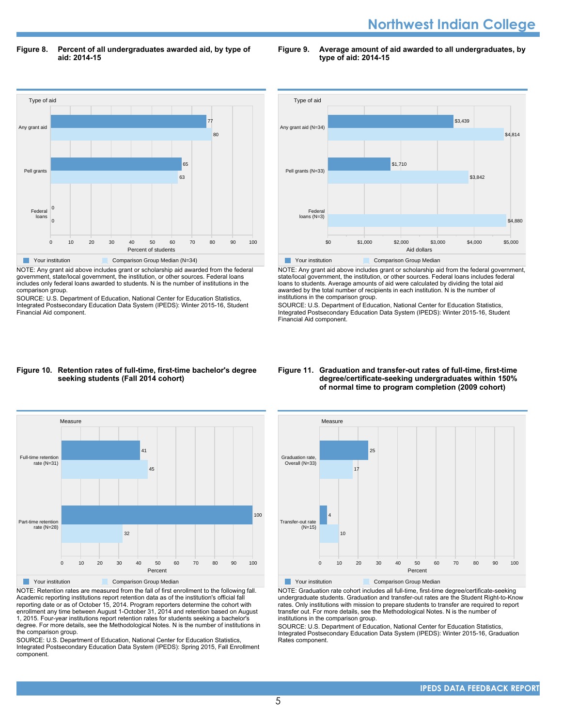**Figure 8. Percent of all undergraduates awarded aid, by type of aid: 2014-15**

| Type of aid | Your institution | Comparison Group Median (N=34) |
|---|---|---|
| Any grant aid | 77 | 80 |
| Pell grants | 65 | 63 |
| Federal loans | 0 | 0 |

Percent of students

NOTE: Any grant aid above includes grant or scholarship aid awarded from the federal government, state/local government, the institution, or other sources. Federal loans includes only federal loans awarded to students. N is the number of institutions in the comparison group.

SOURCE: U.S. Department of Education, National Center for Education Statistics, Integrated Postsecondary Education Data System (IPEDS): Winter 2015-16, Student Financial Aid component.

**Figure 9. Average amount of aid awarded to all undergraduates, by type of aid: 2014-15**

| Type of aid | Your institution | Comparison Group Median |
|---|---|---|
| Any grant aid (N=34) | $3,439 | $4,814 |
| Pell grants (N=33) | $1,710 | $3,842 |
| Federal loans (N=3) | | $4,880 |

Aid dollars

NOTE: Any grant aid above includes grant or scholarship aid from the federal government, state/local government, the institution, or other sources. Federal loans includes federal loans to students. Average amounts of aid were calculated by dividing the total aid awarded by the total number of recipients in each institution. N is the number of institutions in the comparison group.

SOURCE: U.S. Department of Education, National Center for Education Statistics, Integrated Postsecondary Education Data System (IPEDS): Winter 2015-16, Student Financial Aid component.

**Figure 10. Retention rates of full-time, first-time bachelor's degree seeking students (Fall 2014 cohort)**

| Measure | Your institution | Comparison Group Median |
|---|---|---|
| Full-time retention rate (N=31) | 41 | 45 |
| Part-time retention rate (N=28) | 100 | 32 |

Percent

NOTE: Retention rates are measured from the fall of first enrollment to the following fall. Academic reporting institutions report retention data as of the institution's official fall reporting date or as of October 15, 2014. Program reporters determine the cohort with enrollment any time between August 1-October 31, 2014 and retention based on August 1, 2015. Four-year institutions report retention rates for students seeking a bachelor's degree. For more details, see the Methodological Notes. N is the number of institutions in the comparison group.

SOURCE: U.S. Department of Education, National Center for Education Statistics, Integrated Postsecondary Education Data System (IPEDS): Spring 2015, Fall Enrollment component.

**Figure 11. Graduation and transfer-out rates of full-time, first-time degree/certificate-seeking undergraduates within 150% of normal time to program completion (2009 cohort)**

| Measure | Your institution | Comparison Group Median |
|---|---|---|
| Graduation rate, Overall (N=33) | 25 | 17 |
| Transfer-out rate (N=15) | 4 | 10 |

Percent

NOTE: Graduation rate cohort includes all full-time, first-time degree/certificate-seeking undergraduate students. Graduation and transfer-out rates are the Student Right-to-Know rates. Only institutions with mission to prepare students to transfer are required to report transfer out. For more details, see the Methodological Notes. N is the number of institutions in the comparison group.

SOURCE: U.S. Department of Education, National Center for Education Statistics, Integrated Postsecondary Education Data System (IPEDS): Winter 2015-16, Graduation Rates component.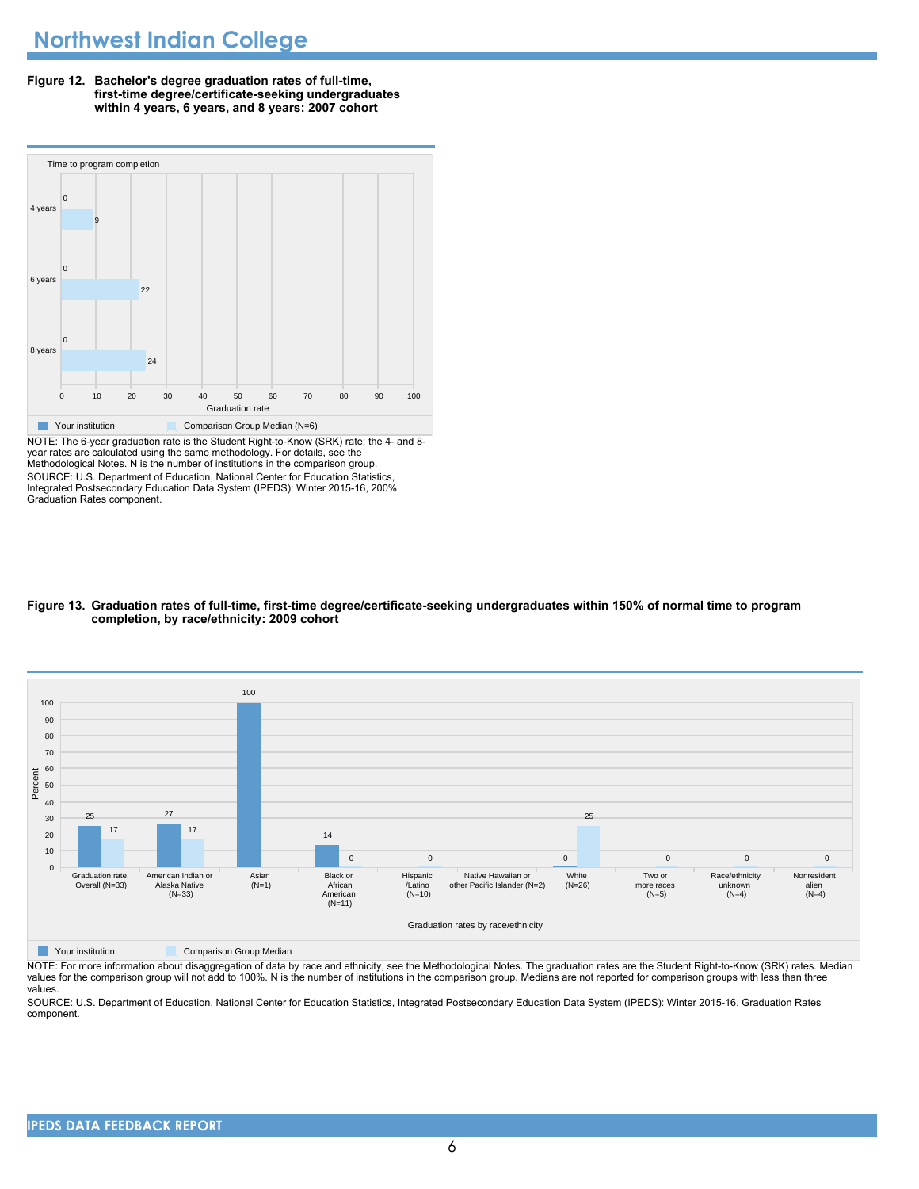# Northwest Indian College

**Figure 12. Bachelor's degree graduation rates of full-time, first-time degree/certificate-seeking undergraduates within 4 years, 6 years, and 8 years: 2007 cohort**

| Time to program completion | Your institution | Comparison Group Median (N=6) |
|---|---|---|
| 4 years | 0 | 9 |
| 6 years | 0 | 22 |
| 8 years | 0 | 24 |

NOTE: The 6-year graduation rate is the Student Right-to-Know (SRK) rate; the 4- and 8-year rates are calculated using the same methodology. For details, see the Methodological Notes. N is the number of institutions in the comparison group.

SOURCE: U.S. Department of Education, National Center for Education Statistics, Integrated Postsecondary Education Data System (IPEDS): Winter 2015-16, 200% Graduation Rates component.

**Figure 13. Graduation rates of full-time, first-time degree/certificate-seeking undergraduates within 150% of normal time to program completion, by race/ethnicity: 2009 cohort**

| Graduation rates by race/ethnicity | Your institution | Comparison Group Median |
|---|---|---|
| Graduation rate, Overall (N=33) | 25 | 17 |
| American Indian or Alaska Native (N=33) | 27 | 17 |
| Asian (N=1) | 100 | |
| Black or African American (N=11) | 14 | 0 |
| Hispanic /Latino (N=10) | | 0 |
| Native Hawaiian or other Pacific Islander (N=2) | | |
| White (N=26) | 0 | 25 |
| Two or more races (N=5) | | 0 |
| Race/ethnicity unknown (N=4) | | 0 |
| Nonresident alien (N=4) | | 0 |

NOTE: For more information about disaggregation of data by race and ethnicity, see the Methodological Notes. The graduation rates are the Student Right-to-Know (SRK) rates. Median values for the comparison group will not add to 100%. N is the number of institutions in the comparison group. Medians are not reported for comparison groups with less than three values.

SOURCE: U.S. Department of Education, National Center for Education Statistics, Integrated Postsecondary Education Data System (IPEDS): Winter 2015-16, Graduation Rates component.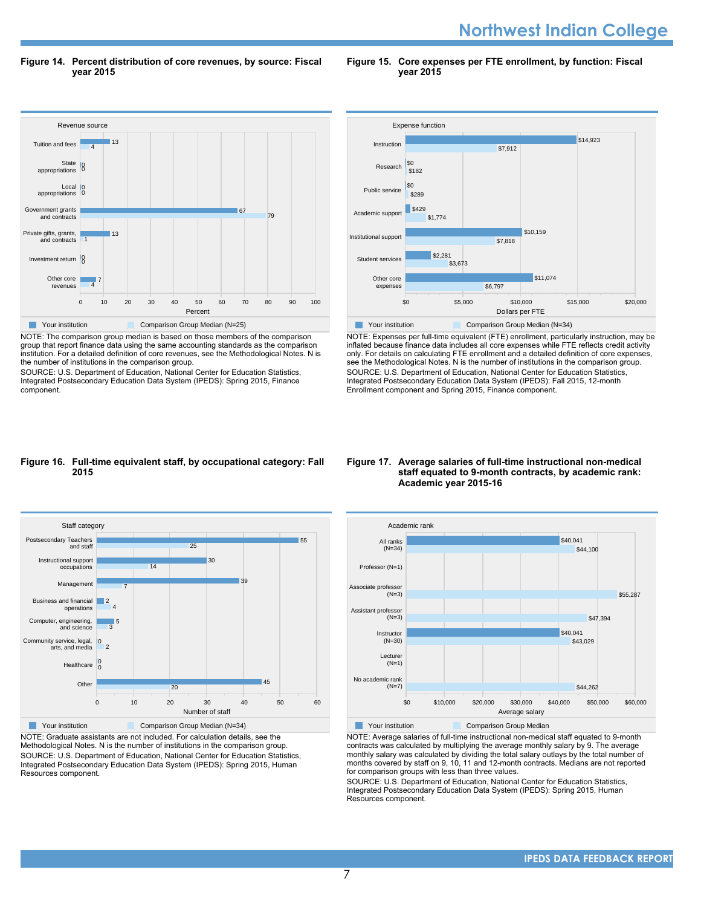**Figure 14. Percent distribution of core revenues, by source: Fiscal year 2015**

| Revenue source | Your institution | Comparison Group Median (N=25) |
|---|---|---|
| Tuition and fees | 13 | 4 |
| State appropriations | 0 | 0 |
| Local appropriations | 0 | 0 |
| Government grants and contracts | 67 | 79 |
| Private gifts, grants, and contracts | 13 | 1 |
| Investment return | 0 | 0 |
| Other core revenues | 7 | 4 |

NOTE: The comparison group median is based on those members of the comparison group that report finance data using the same accounting standards as the comparison institution. For a detailed definition of core revenues, see the Methodological Notes. N is the number of institutions in the comparison group.
SOURCE: U.S. Department of Education, National Center for Education Statistics, Integrated Postsecondary Education Data System (IPEDS): Spring 2015, Finance component.

**Figure 15. Core expenses per FTE enrollment, by function: Fiscal year 2015**

| Expense function | Your institution | Comparison Group Median (N=34) |
|---|---|---|
| Instruction | $14,923 | $7,912 |
| Research | $0 | $182 |
| Public service | $0 | $289 |
| Academic support | $429 | $1,774 |
| Institutional support | $10,159 | $7,818 |
| Student services | $2,281 | $3,673 |
| Other core expenses | $11,074 | $6,797 |

NOTE: Expenses per full-time equivalent (FTE) enrollment, particularly instruction, may be inflated because finance data includes all core expenses while FTE reflects credit activity only. For details on calculating FTE enrollment and a detailed definition of core expenses, see the Methodological Notes. N is the number of institutions in the comparison group.
SOURCE: U.S. Department of Education, National Center for Education Statistics, Integrated Postsecondary Education Data System (IPEDS): Fall 2015, 12-month Enrollment component and Spring 2015, Finance component.

**Figure 16. Full-time equivalent staff, by occupational category: Fall 2015**

| Staff category | Your institution | Comparison Group Median (N=34) |
|---|---|---|
| Postsecondary Teachers and staff | 55 | 25 |
| Instructional support occupations | 30 | 14 |
| Management | 39 | 7 |
| Business and financial operations | 2 | 4 |
| Computer, engineering, and science | 5 | 3 |
| Community service, legal, arts, and media | 0 | 2 |
| Healthcare | 0 | 0 |
| Other | 45 | 20 |

NOTE: Graduate assistants are not included. For calculation details, see the Methodological Notes. N is the number of institutions in the comparison group.
SOURCE: U.S. Department of Education, National Center for Education Statistics, Integrated Postsecondary Education Data System (IPEDS): Spring 2015, Human Resources component.

**Figure 17. Average salaries of full-time instructional non-medical staff equated to 9-month contracts, by academic rank: Academic year 2015-16**

| Academic rank | Your institution | Comparison Group Median |
|---|---|---|
| All ranks (N=34) | $40,041 | $44,100 |
| Professor (N=1) | | |
| Associate professor (N=3) | | $55,287 |
| Assistant professor (N=3) | | $47,394 |
| Instructor (N=30) | $40,041 | $43,029 |
| Lecturer (N=1) | | |
| No academic rank (N=7) | | $44,262 |

NOTE: Average salaries of full-time instructional non-medical staff equated to 9-month contracts was calculated by multiplying the average monthly salary by 9. The average monthly salary was calculated by dividing the total salary outlays by the total number of months covered by staff on 9, 10, 11 and 12-month contracts. Medians are not reported for comparison groups with less than three values.
SOURCE: U.S. Department of Education, National Center for Education Statistics, Integrated Postsecondary Education Data System (IPEDS): Spring 2015, Human Resources component.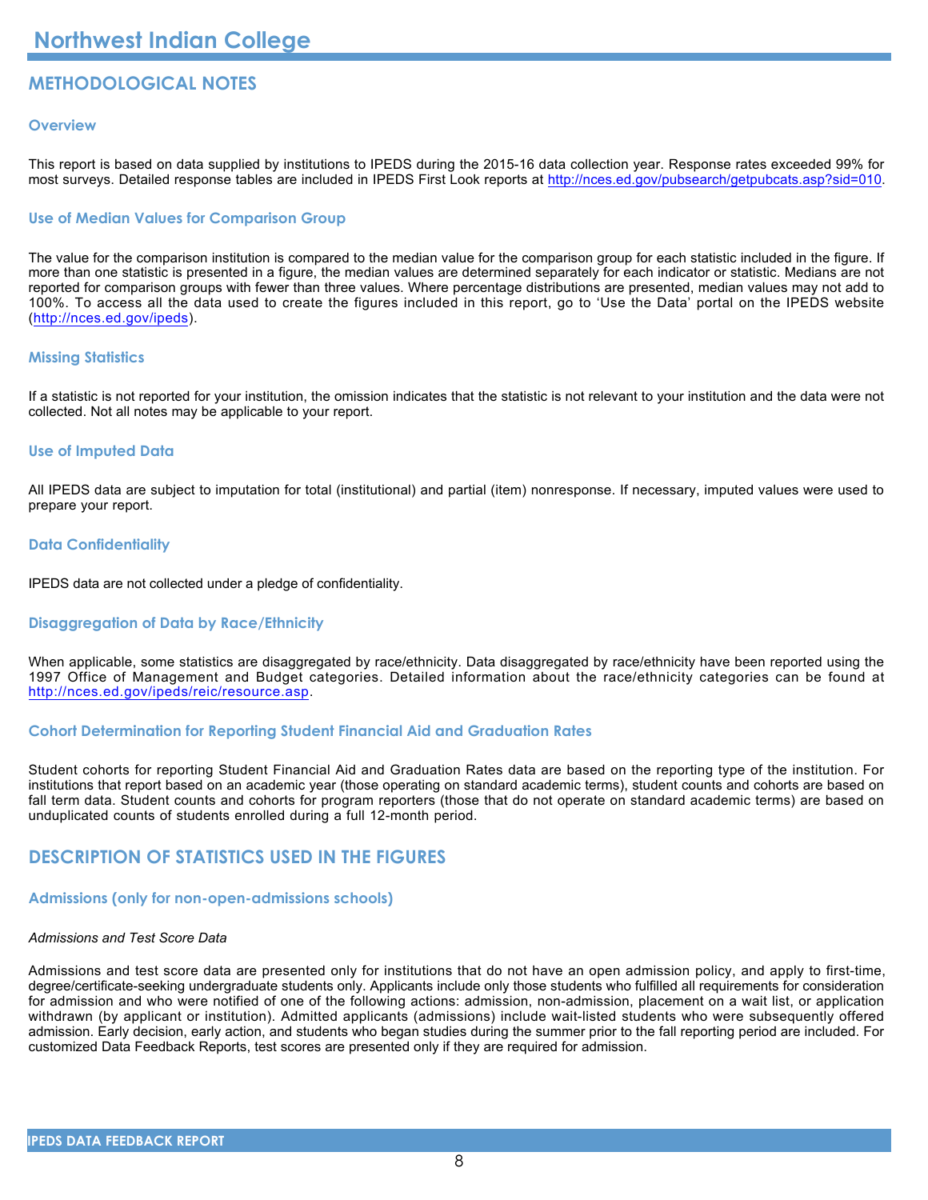# Northwest Indian College

## METHODOLOGICAL NOTES

### Overview

This report is based on data supplied by institutions to IPEDS during the 2015-16 data collection year. Response rates exceeded 99% for most surveys. Detailed response tables are included in IPEDS First Look reports at http://nces.ed.gov/pubsearch/getpubcats.asp?sid=010.

### Use of Median Values for Comparison Group

The value for the comparison institution is compared to the median value for the comparison group for each statistic included in the figure. If more than one statistic is presented in a figure, the median values are determined separately for each indicator or statistic. Medians are not reported for comparison groups with fewer than three values. Where percentage distributions are presented, median values may not add to 100%. To access all the data used to create the figures included in this report, go to 'Use the Data' portal on the IPEDS website (http://nces.ed.gov/ipeds).

### Missing Statistics

If a statistic is not reported for your institution, the omission indicates that the statistic is not relevant to your institution and the data were not collected. Not all notes may be applicable to your report.

### Use of Imputed Data

All IPEDS data are subject to imputation for total (institutional) and partial (item) nonresponse. If necessary, imputed values were used to prepare your report.

### Data Confidentiality

IPEDS data are not collected under a pledge of confidentiality.

### Disaggregation of Data by Race/Ethnicity

When applicable, some statistics are disaggregated by race/ethnicity. Data disaggregated by race/ethnicity have been reported using the 1997 Office of Management and Budget categories. Detailed information about the race/ethnicity categories can be found at http://nces.ed.gov/ipeds/reic/resource.asp.

### Cohort Determination for Reporting Student Financial Aid and Graduation Rates

Student cohorts for reporting Student Financial Aid and Graduation Rates data are based on the reporting type of the institution. For institutions that report based on an academic year (those operating on standard academic terms), student counts and cohorts are based on fall term data. Student counts and cohorts for program reporters (those that do not operate on standard academic terms) are based on unduplicated counts of students enrolled during a full 12-month period.

## DESCRIPTION OF STATISTICS USED IN THE FIGURES

### Admissions (only for non-open-admissions schools)

*Admissions and Test Score Data*

Admissions and test score data are presented only for institutions that do not have an open admission policy, and apply to first-time, degree/certificate-seeking undergraduate students only. Applicants include only those students who fulfilled all requirements for consideration for admission and who were notified of one of the following actions: admission, non-admission, placement on a wait list, or application withdrawn (by applicant or institution). Admitted applicants (admissions) include wait-listed students who were subsequently offered admission. Early decision, early action, and students who began studies during the summer prior to the fall reporting period are included. For customized Data Feedback Reports, test scores are presented only if they are required for admission.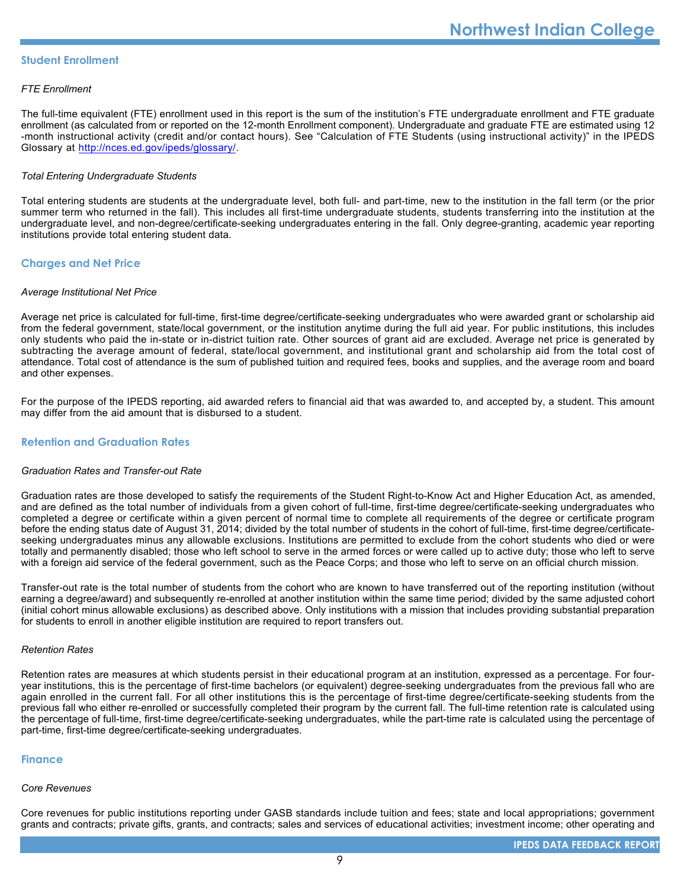## Student Enrollment

*FTE Enrollment*

The full-time equivalent (FTE) enrollment used in this report is the sum of the institution's FTE undergraduate enrollment and FTE graduate enrollment (as calculated from or reported on the 12-month Enrollment component). Undergraduate and graduate FTE are estimated using 12 -month instructional activity (credit and/or contact hours). See "Calculation of FTE Students (using instructional activity)" in the IPEDS Glossary at http://nces.ed.gov/ipeds/glossary/.

*Total Entering Undergraduate Students*

Total entering students are students at the undergraduate level, both full- and part-time, new to the institution in the fall term (or the prior summer term who returned in the fall). This includes all first-time undergraduate students, students transferring into the institution at the undergraduate level, and non-degree/certificate-seeking undergraduates entering in the fall. Only degree-granting, academic year reporting institutions provide total entering student data.

## Charges and Net Price

*Average Institutional Net Price*

Average net price is calculated for full-time, first-time degree/certificate-seeking undergraduates who were awarded grant or scholarship aid from the federal government, state/local government, or the institution anytime during the full aid year. For public institutions, this includes only students who paid the in-state or in-district tuition rate. Other sources of grant aid are excluded. Average net price is generated by subtracting the average amount of federal, state/local government, and institutional grant and scholarship aid from the total cost of attendance. Total cost of attendance is the sum of published tuition and required fees, books and supplies, and the average room and board and other expenses.

For the purpose of the IPEDS reporting, aid awarded refers to financial aid that was awarded to, and accepted by, a student. This amount may differ from the aid amount that is disbursed to a student.

## Retention and Graduation Rates

*Graduation Rates and Transfer-out Rate*

Graduation rates are those developed to satisfy the requirements of the Student Right-to-Know Act and Higher Education Act, as amended, and are defined as the total number of individuals from a given cohort of full-time, first-time degree/certificate-seeking undergraduates who completed a degree or certificate within a given percent of normal time to complete all requirements of the degree or certificate program before the ending status date of August 31, 2014; divided by the total number of students in the cohort of full-time, first-time degree/certificate-seeking undergraduates minus any allowable exclusions. Institutions are permitted to exclude from the cohort students who died or were totally and permanently disabled; those who left school to serve in the armed forces or were called up to active duty; those who left to serve with a foreign aid service of the federal government, such as the Peace Corps; and those who left to serve on an official church mission.

Transfer-out rate is the total number of students from the cohort who are known to have transferred out of the reporting institution (without earning a degree/award) and subsequently re-enrolled at another institution within the same time period; divided by the same adjusted cohort (initial cohort minus allowable exclusions) as described above. Only institutions with a mission that includes providing substantial preparation for students to enroll in another eligible institution are required to report transfers out.

*Retention Rates*

Retention rates are measures at which students persist in their educational program at an institution, expressed as a percentage. For four-year institutions, this is the percentage of first-time bachelors (or equivalent) degree-seeking undergraduates from the previous fall who are again enrolled in the current fall. For all other institutions this is the percentage of first-time degree/certificate-seeking students from the previous fall who either re-enrolled or successfully completed their program by the current fall. The full-time retention rate is calculated using the percentage of full-time, first-time degree/certificate-seeking undergraduates, while the part-time rate is calculated using the percentage of part-time, first-time degree/certificate-seeking undergraduates.

## Finance

*Core Revenues*

Core revenues for public institutions reporting under GASB standards include tuition and fees; state and local appropriations; government grants and contracts; private gifts, grants, and contracts; sales and services of educational activities; investment income; other operating and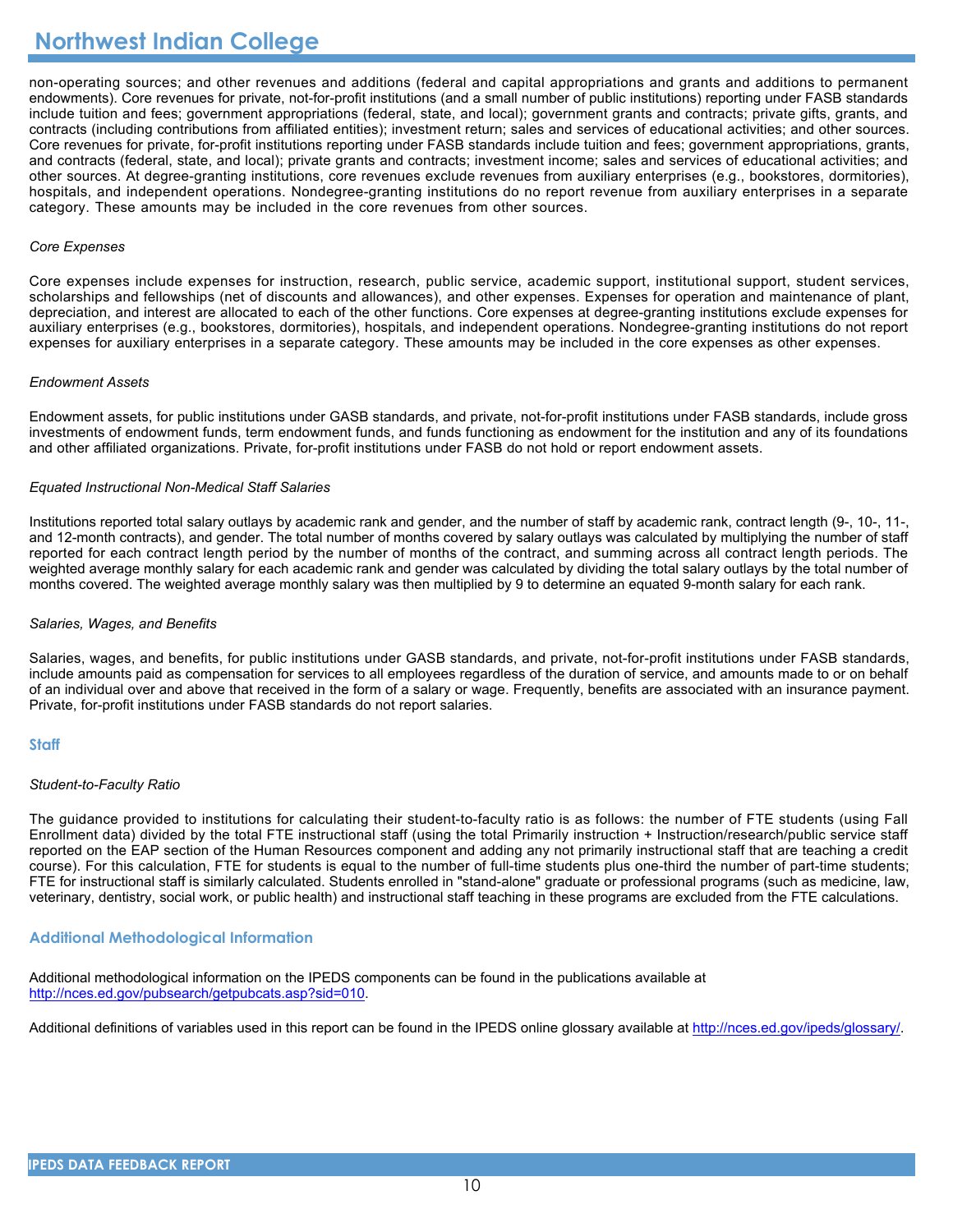non-operating sources; and other revenues and additions (federal and capital appropriations and grants and additions to permanent endowments). Core revenues for private, not-for-profit institutions (and a small number of public institutions) reporting under FASB standards include tuition and fees; government appropriations (federal, state, and local); government grants and contracts; private gifts, grants, and contracts (including contributions from affiliated entities); investment return; sales and services of educational activities; and other sources. Core revenues for private, for-profit institutions reporting under FASB standards include tuition and fees; government appropriations, grants, and contracts (federal, state, and local); private grants and contracts; investment income; sales and services of educational activities; and other sources. At degree-granting institutions, core revenues exclude revenues from auxiliary enterprises (e.g., bookstores, dormitories), hospitals, and independent operations. Nondegree-granting institutions do no report revenue from auxiliary enterprises in a separate category. These amounts may be included in the core revenues from other sources.

*Core Expenses*

Core expenses include expenses for instruction, research, public service, academic support, institutional support, student services, scholarships and fellowships (net of discounts and allowances), and other expenses. Expenses for operation and maintenance of plant, depreciation, and interest are allocated to each of the other functions. Core expenses at degree-granting institutions exclude expenses for auxiliary enterprises (e.g., bookstores, dormitories), hospitals, and independent operations. Nondegree-granting institutions do not report expenses for auxiliary enterprises in a separate category. These amounts may be included in the core expenses as other expenses.

*Endowment Assets*

Endowment assets, for public institutions under GASB standards, and private, not-for-profit institutions under FASB standards, include gross investments of endowment funds, term endowment funds, and funds functioning as endowment for the institution and any of its foundations and other affiliated organizations. Private, for-profit institutions under FASB do not hold or report endowment assets.

*Equated Instructional Non-Medical Staff Salaries*

Institutions reported total salary outlays by academic rank and gender, and the number of staff by academic rank, contract length (9-, 10-, 11-, and 12-month contracts), and gender. The total number of months covered by salary outlays was calculated by multiplying the number of staff reported for each contract length period by the number of months of the contract, and summing across all contract length periods. The weighted average monthly salary for each academic rank and gender was calculated by dividing the total salary outlays by the total number of months covered. The weighted average monthly salary was then multiplied by 9 to determine an equated 9-month salary for each rank.

*Salaries, Wages, and Benefits*

Salaries, wages, and benefits, for public institutions under GASB standards, and private, not-for-profit institutions under FASB standards, include amounts paid as compensation for services to all employees regardless of the duration of service, and amounts made to or on behalf of an individual over and above that received in the form of a salary or wage. Frequently, benefits are associated with an insurance payment. Private, for-profit institutions under FASB standards do not report salaries.

## Staff

*Student-to-Faculty Ratio*

The guidance provided to institutions for calculating their student-to-faculty ratio is as follows: the number of FTE students (using Fall Enrollment data) divided by the total FTE instructional staff (using the total Primarily instruction + Instruction/research/public service staff reported on the EAP section of the Human Resources component and adding any not primarily instructional staff that are teaching a credit course). For this calculation, FTE for students is equal to the number of full-time students plus one-third the number of part-time students; FTE for instructional staff is similarly calculated. Students enrolled in "stand-alone" graduate or professional programs (such as medicine, law, veterinary, dentistry, social work, or public health) and instructional staff teaching in these programs are excluded from the FTE calculations.

## Additional Methodological Information

Additional methodological information on the IPEDS components can be found in the publications available at http://nces.ed.gov/pubsearch/getpubcats.asp?sid=010.

Additional definitions of variables used in this report can be found in the IPEDS online glossary available at http://nces.ed.gov/ipeds/glossary/.